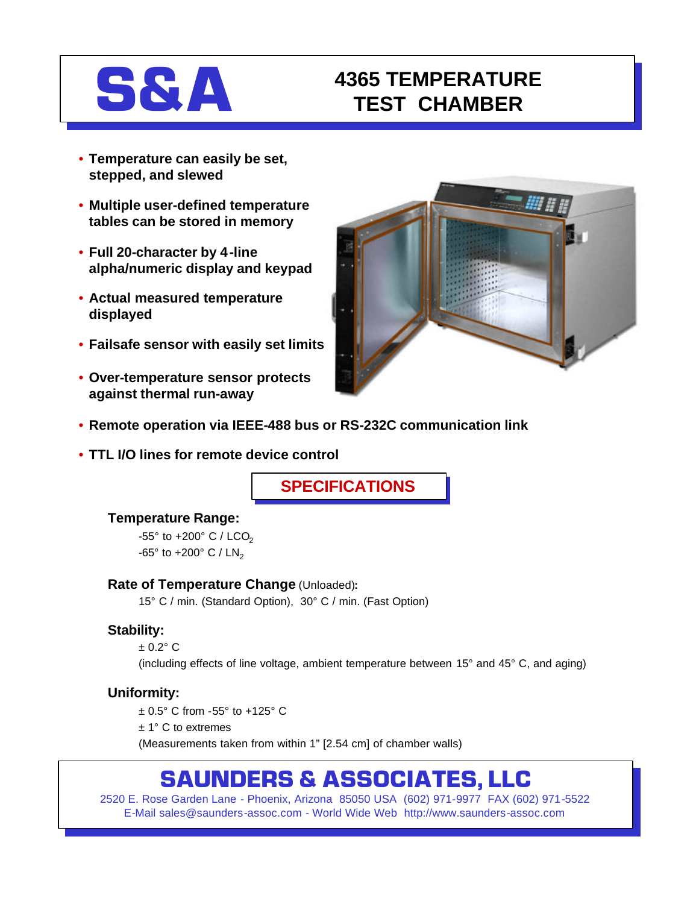# S&A

# 4365 TEMPERATURE TEST CHAMBER

- **Temperature can easily be set, stepped, and slewed**
- **Multiple user-defined temperature tables can be stored in memory**
- **Full 20-character by 4-line alpha/numeric display and keypad**
- **Actual measured temperature displayed**
- **Failsafe sensor with easily set limits**
- **Over-temperature sensor protects against thermal run-away**
- **Remote operation via IEEE-488 bus or RS-232C communication link**
- **TTL I/O lines for remote device control**

## SPECIFICATIONS

### Temperature Range:

-55° to +200° C / $LCO_2$

-65° to +200° C / $LN_2$

### Rate of Temperature Change (Unloaded):

15° C / min. (Standard Option), 30° C / min. (Fast Option)

### Stability:

± 0.2° C

(including effects of line voltage, ambient temperature between 15° and 45° C, and aging)

### Uniformity:

± 0.5° C from -55° to +125° C

± 1° C to extremes

(Measurements taken from within 1" [2.54 cm] of chamber walls)

## SAUNDERS & ASSOCIATES, LLC

2520 E. Rose Garden Lane - Phoenix, Arizona 85050 USA (602) 971-9977 FAX (602) 971-5522

E-Mail sales@saunders-assoc.com - World Wide Web http://www.saunders-assoc.com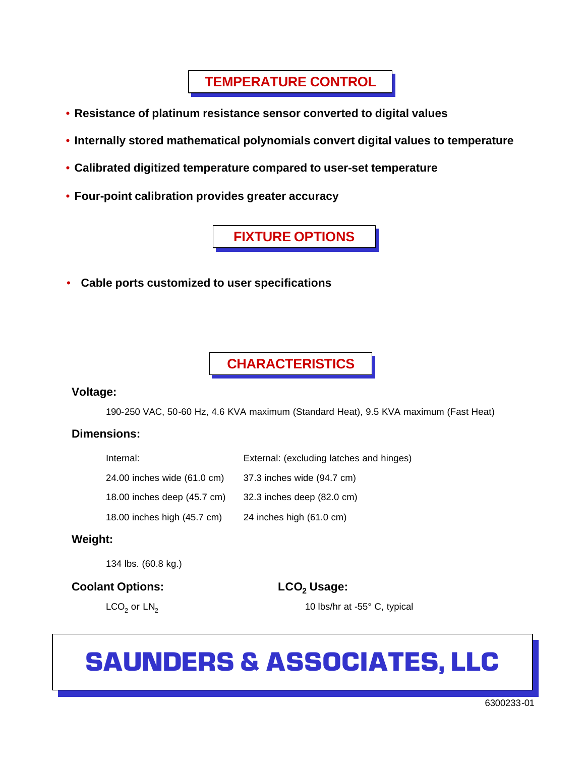## TEMPERATURE CONTROL

- **Resistance of platinum resistance sensor converted to digital values**
- **Internally stored mathematical polynomials convert digital values to temperature**
- **Calibrated digitized temperature compared to user-set temperature**
- **Four-point calibration provides greater accuracy**

## FIXTURE OPTIONS

- **Cable ports customized to user specifications**

## CHARACTERISTICS

**Voltage:**

190-250 VAC, 50-60 Hz, 4.6 KVA maximum (Standard Heat), 9.5 KVA maximum (Fast Heat)

**Dimensions:**

| Internal: | External: (excluding latches and hinges) |
|---|---|
| 24.00 inches wide (61.0 cm) | 37.3 inches wide (94.7 cm) |
| 18.00 inches deep (45.7 cm) | 32.3 inches deep (82.0 cm) |
| 18.00 inches high (45.7 cm) | 24 inches high (61.0 cm) |

**Weight:**

134 lbs. (60.8 kg.)

**Coolant Options:**

$LCO_2$ or $LN_2$

**$LCO_2$ Usage:**

10 lbs/hr at -55° C, typical

# SAUNDERS & ASSOCIATES, LLC

6300233-01